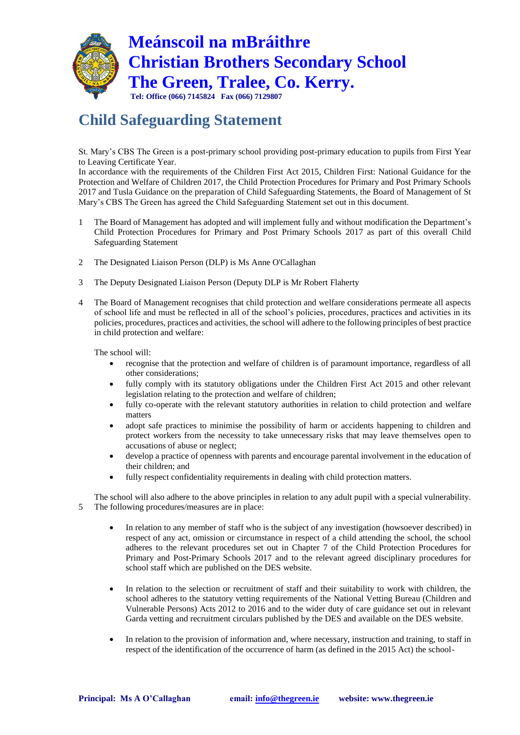# Meánscoil na mBráithre
# Christian Brothers Secondary School
# The Green, Tralee, Co. Kerry.

**Tel: Office (066) 7145824 Fax (066) 7129807**

## Child Safeguarding Statement

St. Mary's CBS The Green is a post-primary school providing post-primary education to pupils from First Year to Leaving Certificate Year.

In accordance with the requirements of the Children First Act 2015, Children First: National Guidance for the Protection and Welfare of Children 2017, the Child Protection Procedures for Primary and Post Primary Schools 2017 and Tusla Guidance on the preparation of Child Safeguarding Statements, the Board of Management of St Mary's CBS The Green has agreed the Child Safeguarding Statement set out in this document.

1 The Board of Management has adopted and will implement fully and without modification the Department's Child Protection Procedures for Primary and Post Primary Schools 2017 as part of this overall Child Safeguarding Statement

2 The Designated Liaison Person (DLP) is Ms Anne O'Callaghan

3 The Deputy Designated Liaison Person (Deputy DLP is Mr Robert Flaherty

4 The Board of Management recognises that child protection and welfare considerations permeate all aspects of school life and must be reflected in all of the school's policies, procedures, practices and activities in its policies, procedures, practices and activities, the school will adhere to the following principles of best practice in child protection and welfare:

The school will:

- recognise that the protection and welfare of children is of paramount importance, regardless of all other considerations;
- fully comply with its statutory obligations under the Children First Act 2015 and other relevant legislation relating to the protection and welfare of children;
- fully co-operate with the relevant statutory authorities in relation to child protection and welfare matters
- adopt safe practices to minimise the possibility of harm or accidents happening to children and protect workers from the necessity to take unnecessary risks that may leave themselves open to accusations of abuse or neglect;
- develop a practice of openness with parents and encourage parental involvement in the education of their children; and
- fully respect confidentiality requirements in dealing with child protection matters.

The school will also adhere to the above principles in relation to any adult pupil with a special vulnerability.

5 The following procedures/measures are in place:

- In relation to any member of staff who is the subject of any investigation (howsoever described) in respect of any act, omission or circumstance in respect of a child attending the school, the school adheres to the relevant procedures set out in Chapter 7 of the Child Protection Procedures for Primary and Post-Primary Schools 2017 and to the relevant agreed disciplinary procedures for school staff which are published on the DES website.

- In relation to the selection or recruitment of staff and their suitability to work with children, the school adheres to the statutory vetting requirements of the National Vetting Bureau (Children and Vulnerable Persons) Acts 2012 to 2016 and to the wider duty of care guidance set out in relevant Garda vetting and recruitment circulars published by the DES and available on the DES website.

- In relation to the provision of information and, where necessary, instruction and training, to staff in respect of the identification of the occurrence of harm (as defined in the 2015 Act) the school-

**Principal: Ms A O'Callaghan** **email: info@thegreen.ie** **website: www.thegreen.ie**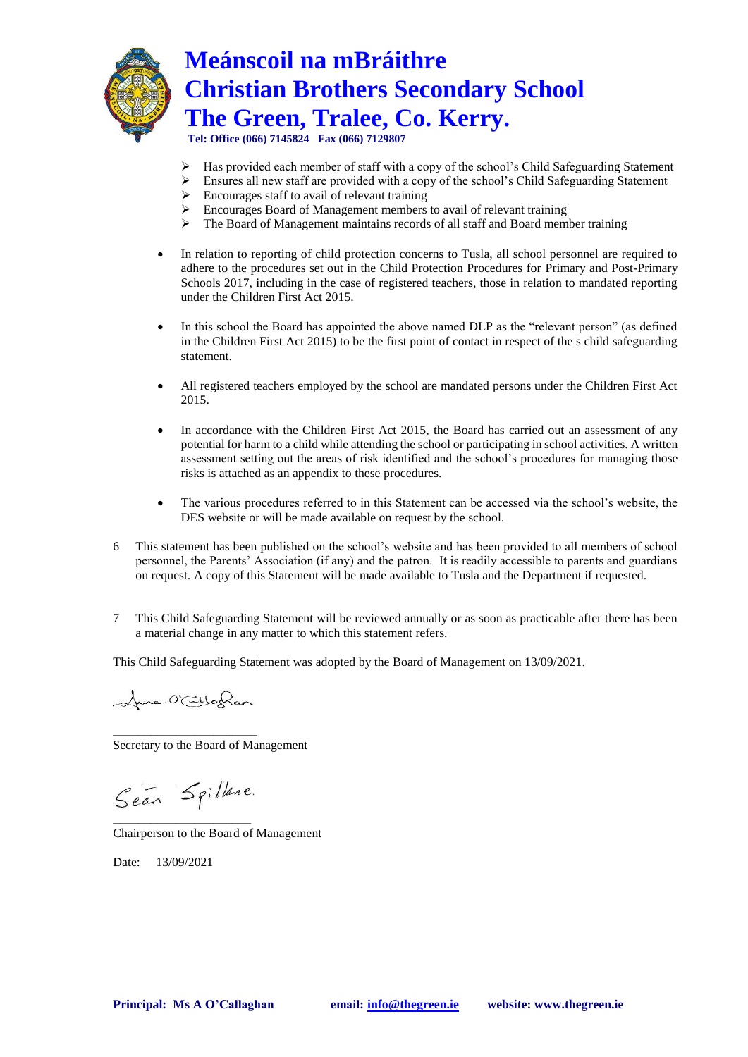# Meánscoil na mBráithre
# Christian Brothers Secondary School
# The Green, Tralee, Co. Kerry.

**Tel: Office (066) 7145824 Fax (066) 7129807**

- Has provided each member of staff with a copy of the school's Child Safeguarding Statement
- Ensures all new staff are provided with a copy of the school's Child Safeguarding Statement
- Encourages staff to avail of relevant training
- Encourages Board of Management members to avail of relevant training
- The Board of Management maintains records of all staff and Board member training

- In relation to reporting of child protection concerns to Tusla, all school personnel are required to adhere to the procedures set out in the Child Protection Procedures for Primary and Post-Primary Schools 2017, including in the case of registered teachers, those in relation to mandated reporting under the Children First Act 2015.

- In this school the Board has appointed the above named DLP as the "relevant person" (as defined in the Children First Act 2015) to be the first point of contact in respect of the s child safeguarding statement.

- All registered teachers employed by the school are mandated persons under the Children First Act 2015.

- In accordance with the Children First Act 2015, the Board has carried out an assessment of any potential for harm to a child while attending the school or participating in school activities. A written assessment setting out the areas of risk identified and the school's procedures for managing those risks is attached as an appendix to these procedures.

- The various procedures referred to in this Statement can be accessed via the school's website, the DES website or will be made available on request by the school.

6 This statement has been published on the school's website and has been provided to all members of school personnel, the Parents' Association (if any) and the patron. It is readily accessible to parents and guardians on request. A copy of this Statement will be made available to Tusla and the Department if requested.

7 This Child Safeguarding Statement will be reviewed annually or as soon as practicable after there has been a material change in any matter to which this statement refers.

This Child Safeguarding Statement was adopted by the Board of Management on 13/09/2021.

Anne O'Callaghan

______________________
Secretary to the Board of Management

Seán Spillane.

______________________
Chairperson to the Board of Management

Date: 13/09/2021

**Principal: Ms A O'Callaghan** **email: info@thegreen.ie** **website: www.thegreen.ie**